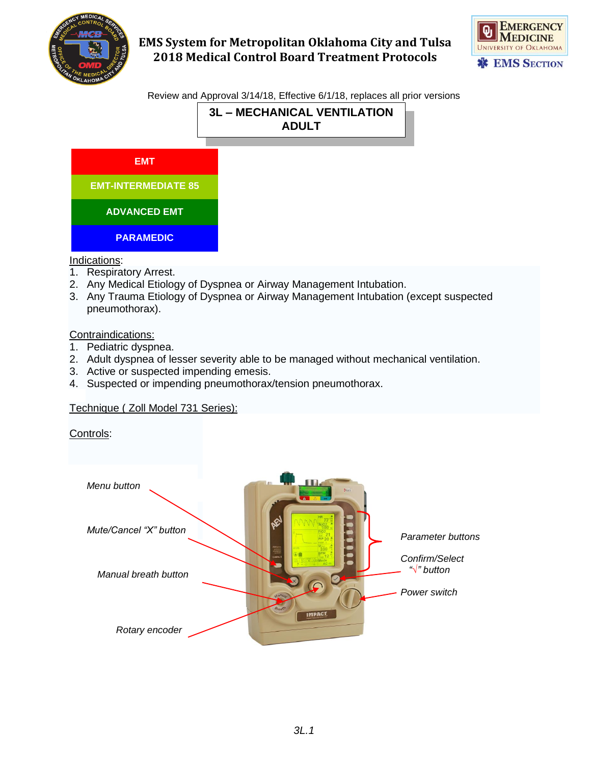EMS System for Metropolitan Oklahoma City and Tulsa
2018 Medical Control Board Treatment Protocols

Review and Approval 3/14/18, Effective 6/1/18, replaces all prior versions

# 3L – MECHANICAL VENTILATION ADULT

| EMT |
| --- |
| EMT-INTERMEDIATE 85 |
| ADVANCED EMT |
| PARAMEDIC |

Indications:

1. Respiratory Arrest.
2. Any Medical Etiology of Dyspnea or Airway Management Intubation.
3. Any Trauma Etiology of Dyspnea or Airway Management Intubation (except suspected pneumothorax).

Contraindications:

1. Pediatric dyspnea.
2. Adult dyspnea of lesser severity able to be managed without mechanical ventilation.
3. Active or suspected impending emesis.
4. Suspected or impending pneumothorax/tension pneumothorax.

Technique ( Zoll Model 731 Series):

Controls:

*Menu button*

*Mute/Cancel "X" button*

*Manual breath button*

*Rotary encoder*

*Parameter buttons*

*Confirm/Select "√" button*

*Power switch*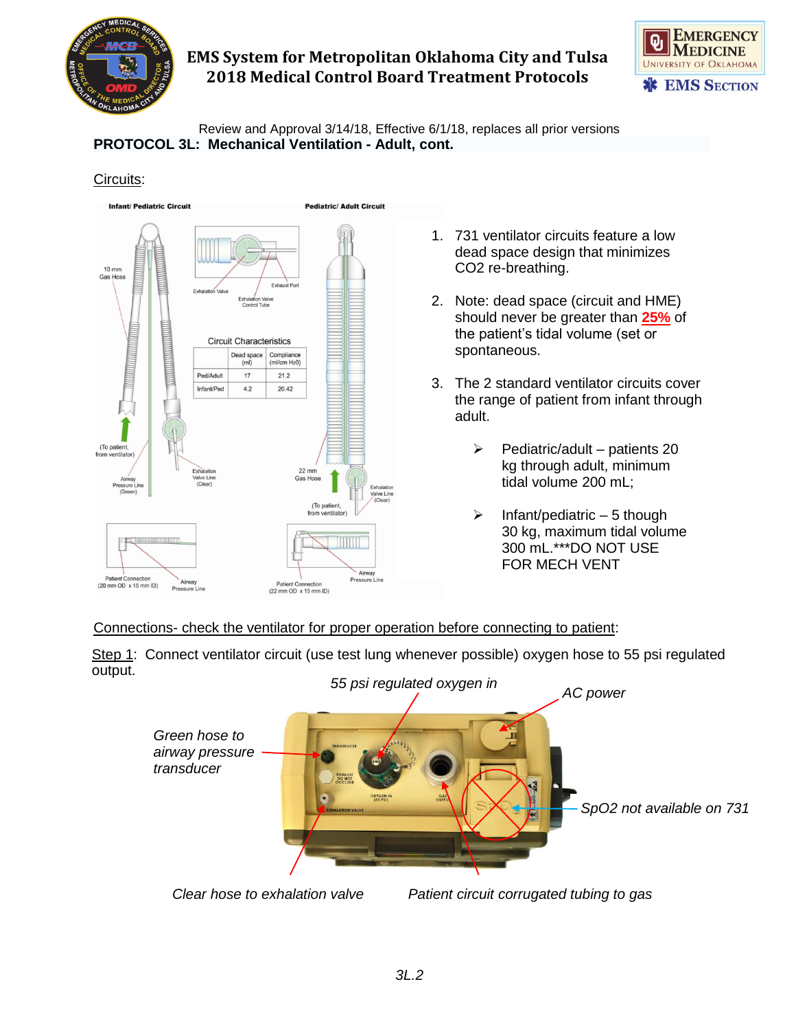PROTOCOL 3L: Mechanical Ventilation - Adult, cont.

Circuits:

Infant/ Pediatric Circuit

Pediatric/ Adult Circuit

Circuit Characteristics

| | Dead space (ml) | Compliance (ml/cm H20) |
|---|---|---|
| Ped/Adult | 17 | 21.2 |
| Infant/Ped | 4.2 | 20.42 |

1. 731 ventilator circuits feature a low dead space design that minimizes CO2 re-breathing.
2. Note: dead space (circuit and HME) should never be greater than **25%** of the patient's tidal volume (set or spontaneous.
3. The 2 standard ventilator circuits cover the range of patient from infant through adult.
   - Pediatric/adult – patients 20 kg through adult, minimum tidal volume 200 mL;
   - Infant/pediatric – 5 though 30 kg, maximum tidal volume 300 mL.***DO NOT USE FOR MECH VENT

Connections- check the ventilator for proper operation before connecting to patient:

Step 1: Connect ventilator circuit (use test lung whenever possible) oxygen hose to 55 psi regulated output.

*55 psi regulated oxygen in*

*AC power*

*Green hose to airway pressure transducer*

*SpO2 not available on 731*

*Clear hose to exhalation valve*

*Patient circuit corrugated tubing to gas*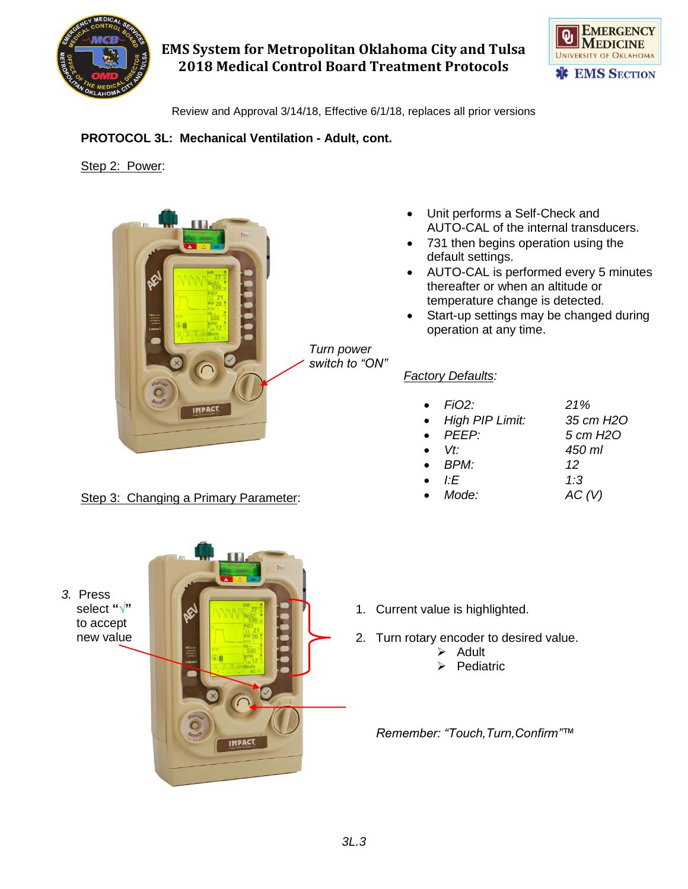## PROTOCOL 3L: Mechanical Ventilation - Adult, cont.

Step 2: Power:

Turn power switch to "ON"

- Unit performs a Self-Check and AUTO-CAL of the internal transducers.
- 731 then begins operation using the default settings.
- AUTO-CAL is performed every 5 minutes thereafter or when an altitude or temperature change is detected.
- Start-up settings may be changed during operation at any time.

*Factory Defaults:*

- *FiO2:* *21%*
- *High PIP Limit:* *35 cm H2O*
- *PEEP:* *5 cm H2O*
- *Vt:* *450 ml*
- *BPM:* *12*
- *I:E* *1:3*
- *Mode:* *AC (V)*

Step 3: Changing a Primary Parameter:

1. Current value is highlighted.
2. Turn rotary encoder to desired value.
   - ➢ Adult
   - ➢ Pediatric
3. Press select "√" to accept new value

*Remember: "Touch,Turn,Confirm"™*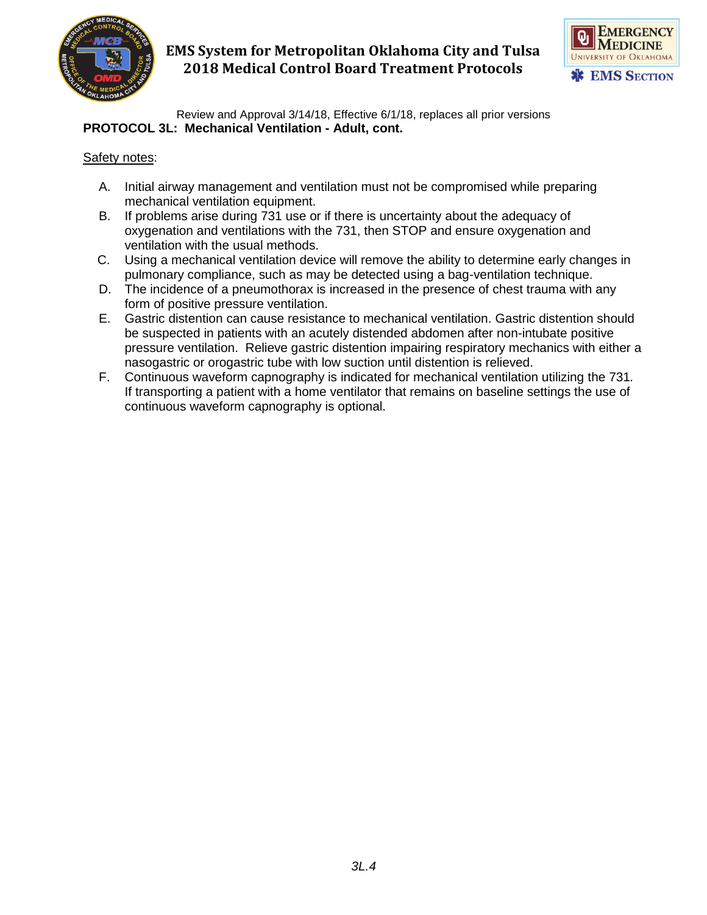Review and Approval 3/14/18, Effective 6/1/18, replaces all prior versions

**PROTOCOL 3L: Mechanical Ventilation - Adult, cont.**

Safety notes:

A. Initial airway management and ventilation must not be compromised while preparing mechanical ventilation equipment.

B. If problems arise during 731 use or if there is uncertainty about the adequacy of oxygenation and ventilations with the 731, then STOP and ensure oxygenation and ventilation with the usual methods.

C. Using a mechanical ventilation device will remove the ability to determine early changes in pulmonary compliance, such as may be detected using a bag-ventilation technique.

D. The incidence of a pneumothorax is increased in the presence of chest trauma with any form of positive pressure ventilation.

E. Gastric distention can cause resistance to mechanical ventilation. Gastric distention should be suspected in patients with an acutely distended abdomen after non-intubate positive pressure ventilation. Relieve gastric distention impairing respiratory mechanics with either a nasogastric or orogastric tube with low suction until distention is relieved.

F. Continuous waveform capnography is indicated for mechanical ventilation utilizing the 731. If transporting a patient with a home ventilator that remains on baseline settings the use of continuous waveform capnography is optional.